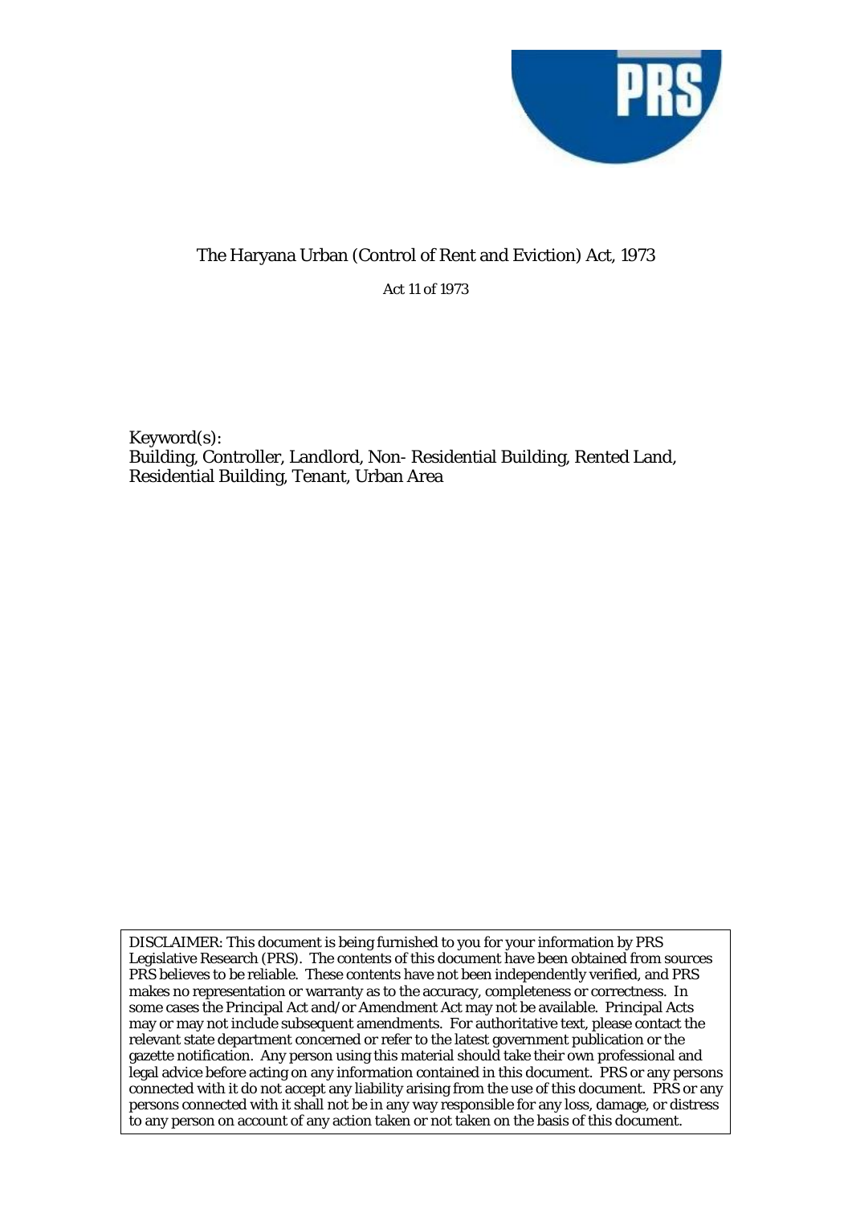# The Haryana Urban (Control of Rent and Eviction) Act, 1973

Act 11 of 1973

Keyword(s):
Building, Controller, Landlord, Non- Residential Building, Rented Land, Residential Building, Tenant, Urban Area

DISCLAIMER: This document is being furnished to you for your information by PRS Legislative Research (PRS). The contents of this document have been obtained from sources PRS believes to be reliable. These contents have not been independently verified, and PRS makes no representation or warranty as to the accuracy, completeness or correctness. In some cases the Principal Act and/or Amendment Act may not be available. Principal Acts may or may not include subsequent amendments. For authoritative text, please contact the relevant state department concerned or refer to the latest government publication or the gazette notification. Any person using this material should take their own professional and legal advice before acting on any information contained in this document. PRS or any persons connected with it do not accept any liability arising from the use of this document. PRS or any persons connected with it shall not be in any way responsible for any loss, damage, or distress to any person on account of any action taken or not taken on the basis of this document.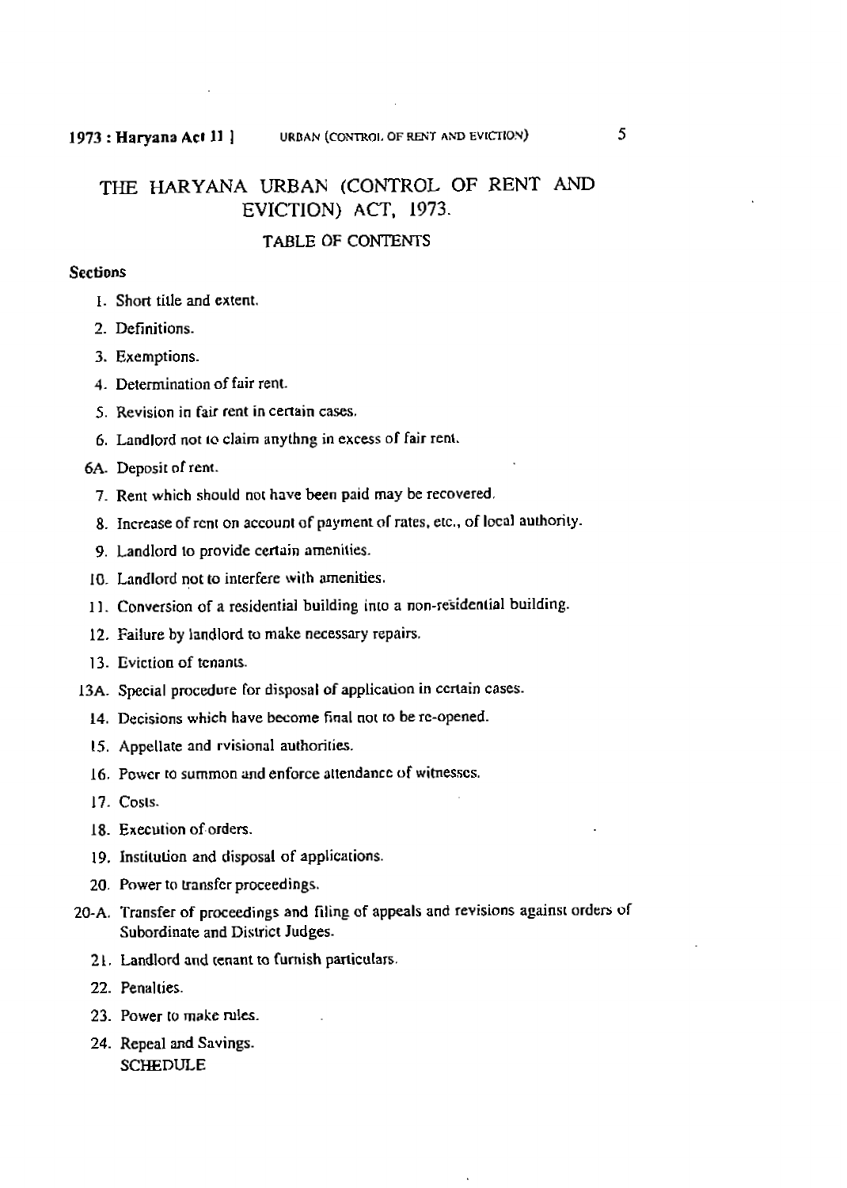# THE HARYANA URBAN (CONTROL OF RENT AND EVICTION) ACT, 1973.

## TABLE OF CONTENTS

**Sections**

1. Short title and extent.
2. Definitions.
3. Exemptions.
4. Determination of fair rent.
5. Revision in fair rent in certain cases.
6. Landlord not to claim anythng in excess of fair rent.

6A. Deposit of rent.

7. Rent which should not have been paid may be recovered.
8. Increase of rent on account of payment of rates, etc., of local authority.
9. Landlord to provide certain amenities.
10. Landlord not to interfere with amenities.
11. Conversion of a residential building into a non-residential building.
12. Failure by landlord to make necessary repairs.
13. Eviction of tenants.

13A. Special procedure for disposal of application in certain cases.

14. Decisions which have become final not to be re-opened.
15. Appellate and rvisional authorities.
16. Power to summon and enforce attendance of witnesses.
17. Costs.
18. Execution of orders.
19. Institution and disposal of applications.
20. Power to transfer proceedings.

20-A. Transfer of proceedings and filing of appeals and revisions against orders of Subordinate and District Judges.

21. Landlord and tenant to furnish particulars.
22. Penalties.
23. Power to make rules.
24. Repeal and Savings.

SCHEDULE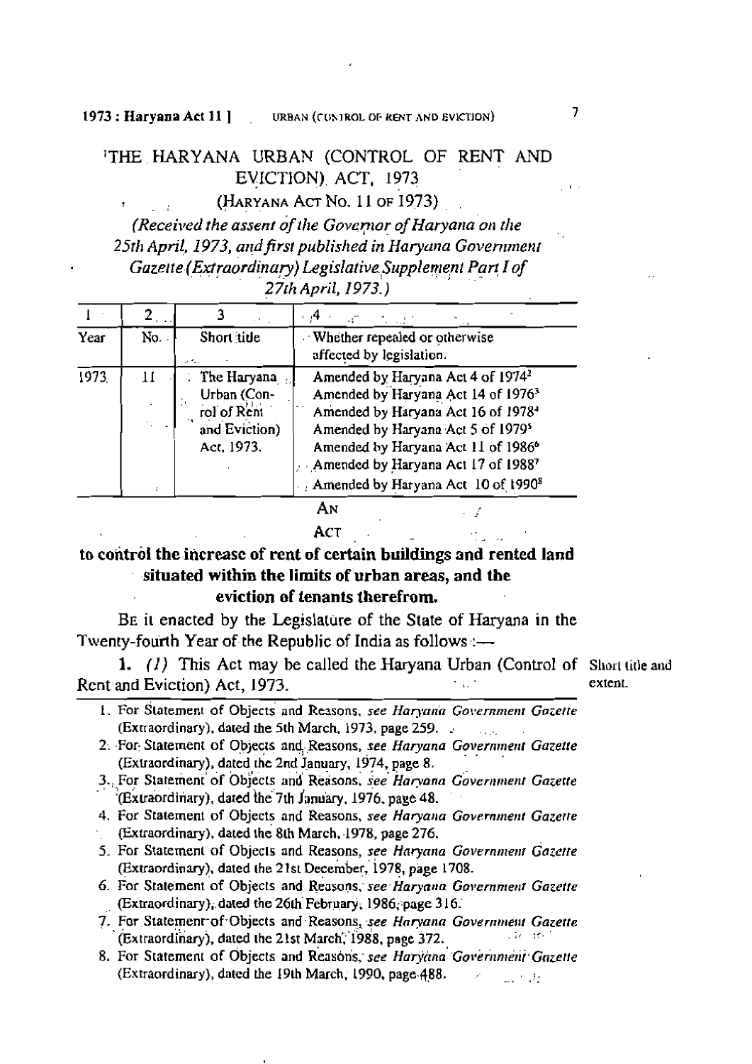# [1]THE HARYANA URBAN (CONTROL OF RENT AND EVICTION) ACT, 1973

(HARYANA ACT NO. 11 OF 1973)

*(Received the assent of the Governor of Haryana on the 25th April, 1973, and first published in Haryana Government Gazette (Extraordinary) Legislative Supplement Part I of 27th April, 1973.)*

| 1 | 2 | 3 | 4 |
|---|---|---|---|
| Year | No. | Short title | Whether repealed or otherwise affected by legislation. |
| 1973 | 11 | The Haryana Urban (Control of Rent and Eviction) Act, 1973. | Amended by Haryana Act 4 of 1974[2]<br>Amended by Haryana Act 14 of 1976[3]<br>Amended by Haryana Act 16 of 1978[4]<br>Amended by Haryana Act 5 of 1979[5]<br>Amended by Haryana Act 11 of 1986[6]<br>Amended by Haryana Act 17 of 1988[7]<br>Amended by Haryana Act 10 of 1990[8] |

AN

ACT

**to control the increase of rent of certain buildings and rented land situated within the limits of urban areas, and the eviction of tenants therefrom.**

BE it enacted by the Legislature of the State of Haryana in the Twenty-fourth Year of the Republic of India as follows :—

Short title and extent.

**1.** *(1)* This Act may be called the Haryana Urban (Control of Rent and Eviction) Act, 1973.

1. For Statement of Objects and Reasons, *see Haryana Government Gazette* (Extraordinary), dated the 5th March, 1973, page 259.
2. For Statement of Objects and Reasons, *see Haryana Government Gazette* (Extraordinary), dated the 2nd January, 1974, page 8.
3. For Statement of Objects and Reasons, *see Haryana Government Gazette* (Extraordinary), dated the 7th January, 1976, page 48.
4. For Statement of Objects and Reasons, *see Haryana Government Gazette* (Extraordinary), dated the 8th March, 1978, page 276.
5. For Statement of Objects and Reasons, *see Haryana Government Gazette* (Extraordinary), dated the 21st December, 1978, page 1708.
6. For Statement of Objects and Reasons, *see Haryana Government Gazette* (Extraordinary), dated the 26th February, 1986, page 316.
7. For Statement of Objects and Reasons, *see Haryana Government Gazette* (Extraordinary), dated the 21st March, 1988, page 372.
8. For Statement of Objects and Reasons, *see Haryana Government Gazette* (Extraordinary), dated the 19th March, 1990, page 488.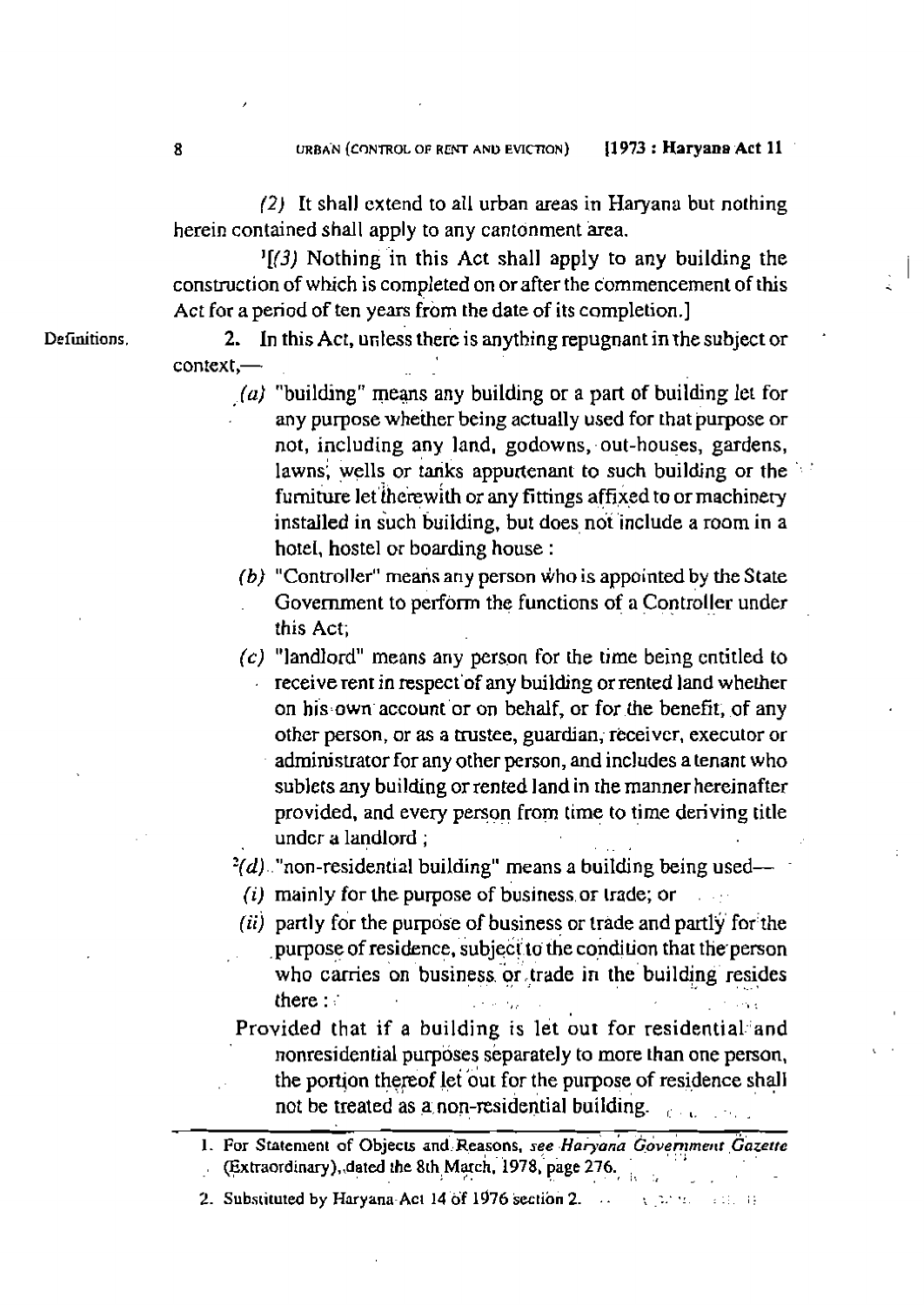(2) It shall extend to all urban areas in Haryana but nothing herein contained shall apply to any cantonment area.

[1][(3) Nothing in this Act shall apply to any building the construction of which is completed on or after the commencement of this Act for a period of ten years from the date of its completion.]

Definitions.

2. In this Act, unless there is anything repugnant in the subject or context,—

(a) "building" means any building or a part of building let for any purpose whether being actually used for that purpose or not, including any land, godowns, out-houses, gardens, lawns, wells or tanks appurtenant to such building or the furniture let therewith or any fittings affixed to or machinery installed in such building, but does not include a room in a hotel, hostel or boarding house :

(b) "Controller" means any person who is appointed by the State Government to perform the functions of a Controller under this Act;

(c) "landlord" means any person for the time being entitled to receive rent in respect of any building or rented land whether on his own account or on behalf, or for the benefit, of any other person, or as a trustee, guardian, receiver, executor or administrator for any other person, and includes a tenant who sublets any building or rented land in the manner hereinafter provided, and every person from time to time deriving title under a landlord ;

[2](d) "non-residential building" means a building being used—

(i) mainly for the purpose of business or trade; or

(ii) partly for the purpose of business or trade and partly for the purpose of residence, subject to the condition that the person who carries on business or trade in the building resides there :

Provided that if a building is let out for residential and nonresidential purposes separately to more than one person, the portion thereof let out for the purpose of residence shall not be treated as a non-residential building.

---

1. For Statement of Objects and Reasons, *see Haryana Government Gazette* (Extraordinary), dated the 8th March, 1978, page 276.

2. Substituted by Haryana Act 14 of 1976 section 2.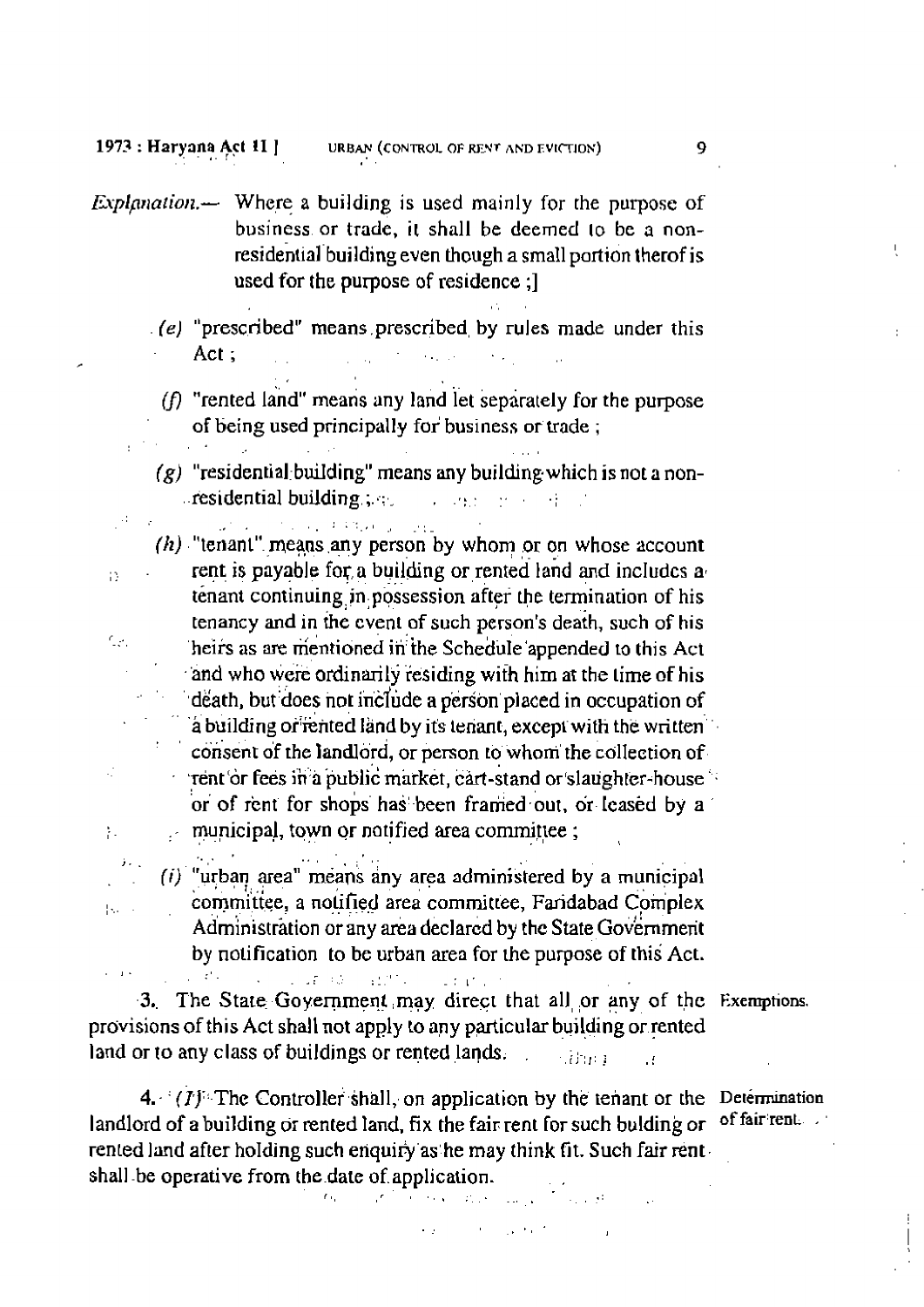*Explanation.*— Where a building is used mainly for the purpose of business or trade, it shall be deemed to be a non-residential building even though a small portion therof is used for the purpose of residence ;]

(*e*) "prescribed" means prescribed by rules made under this Act ;

(*f*) "rented land" means any land let separately for the purpose of being used principally for business or trade ;

(*g*) "residential building" means any building which is not a non-residential building ;

(*h*) "tenant" means any person by whom or on whose account rent is payable for a building or rented land and includes a tenant continuing in possession after the termination of his tenancy and in the event of such person's death, such of his heirs as are mentioned in the Schedule appended to this Act and who were ordinarily residing with him at the time of his death, but does not include a person placed in occupation of a building or rented land by its tenant, except with the written consent of the landlord, or person to whom the collection of rent or fees in a public market, cart-stand or slaughter-house or of rent for shops has been farmed out, or leased by a municipal, town or notified area committee ;

(*i*) "urban area" means any area administered by a municipal committee, a notified area committee, Faridabad Complex Administration or any area declared by the State Government by notification to be urban area for the purpose of this Act.

**Exemptions.**

3. The State Government may direct that all or any of the provisions of this Act shall not apply to any particular building or rented land or to any class of buildings or rented lands.

**Determination of fair rent.**

4. (*1*) The Controller shall, on application by the tenant or the landlord of a building or rented land, fix the fair rent for such bulding or rented land after holding such enquiry as he may think fit. Such fair rent shall be operative from the date of application.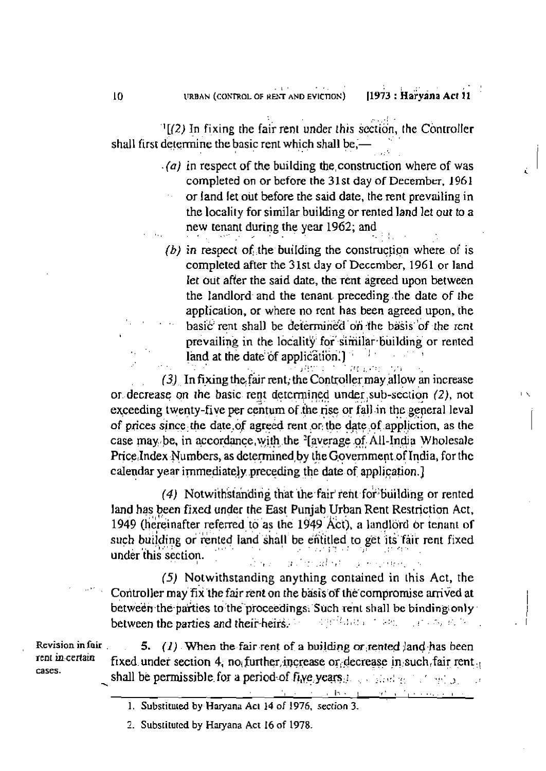[1][(2) In fixing the fair rent under this section, the Controller shall first determine the basic rent which shall be,—

(a) in respect of the building the construction where of was completed on or before the 31st day of December, 1961 or land let out before the said date, the rent prevailing in the locality for similar building or rented land let out to a new tenant during the year 1962; and

(b) in respect of the building the construction where of is completed after the 31st day of December, 1961 or land let out after the said date, the rent agreed upon between the landlord and the tenant preceding the date of the application, or where no rent has been agreed upon, the basic rent shall be determined on the basis of the rent prevailing in the locality for similar building or rented land at the date of application.]

(3) In fixing the fair rent, the Controller may allow an increase or decrease on the basic rent determined under sub-section (2), not exceeding twenty-five per centum of the rise or fall in the general leval of prices since the date of agreed rent or the date of appliction, as the case may be, in accordance with the [2][average of All-India Wholesale Price Index Numbers, as determined by the Government of India, for the calendar year immediately preceding the date of application.]

(4) Notwithstanding that the fair rent for building or rented land has been fixed under the East Punjab Urban Rent Restriction Act, 1949 (hereinafter referred to as the 1949 Act), a landlord or tenant of such building or rented land shall be entitled to get its fair rent fixed under this section.

(5) Notwithstanding anything contained in this Act, the Controller may fix the fair rent on the basis of the compromise arrived at between the parties to the proceedings. Such rent shall be binding only between the parties and their heirs.

**Revision in fair rent in certain cases.**

5. (1) When the fair rent of a building or rented land has been fixed under section 4, no further increase or decrease in such fair rent shall be permissible for a period of five years:

---

1. Substituted by Haryana Act 14 of 1976, section 3.

2. Substituted by Haryana Act 16 of 1978.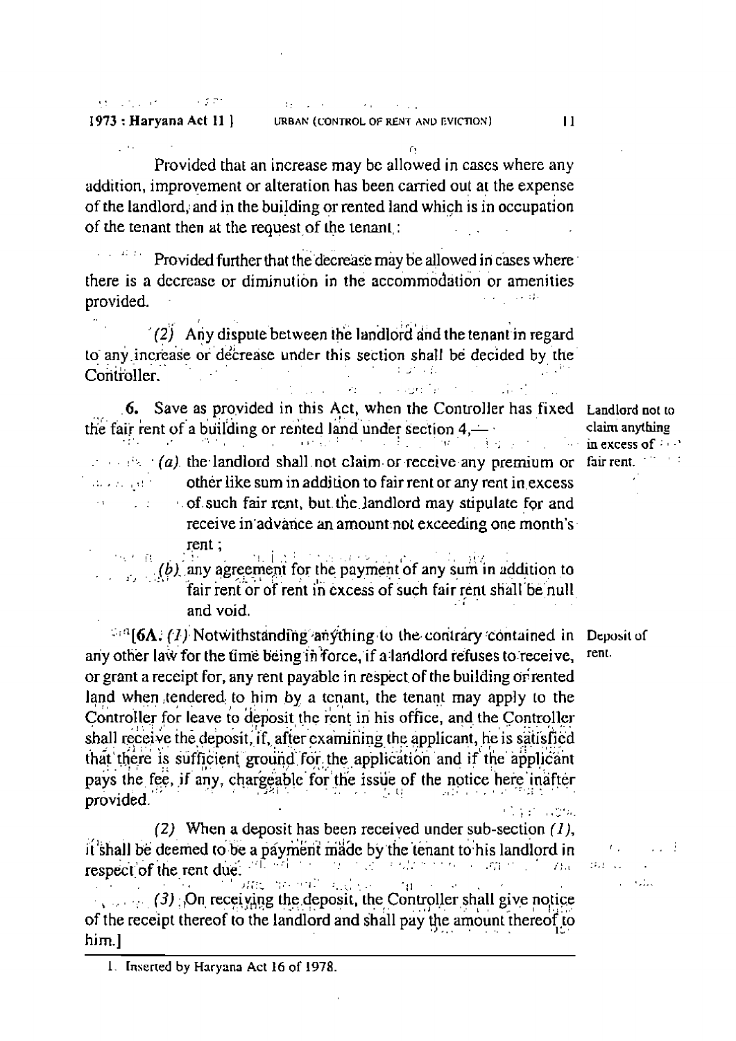Provided that an increase may be allowed in cases where any addition, improvement or alteration has been carried out at the expense of the landlord, and in the building or rented land which is in occupation of the tenant then at the request of the tenant :

Provided further that the decrease may be allowed in cases where there is a decrease or diminution in the accommodation or amenities provided.

(2) Any dispute between the landlord and the tenant in regard to any increase or decrease under this section shall be decided by the Controller.

**Landlord not to claim anything in excess of fair rent.**

**6.** Save as provided in this Act, when the Controller has fixed the fair rent of a building or rented land under section 4,—

(a) the landlord shall not claim or receive any premium or other like sum in addition to fair rent or any rent in excess of such fair rent, but the landlord may stipulate for and receive in advance an amount not exceeding one month's rent ;

(b) any agreement for the payment of any sum in addition to fair rent or of rent in excess of such fair rent shall be null and void.

**Deposit of rent.**

[1][6A. (1) Notwithstanding anything to the contrary contained in any other law for the time being in force, if a landlord refuses to receive, or grant a receipt for, any rent payable in respect of the building or rented land when tendered to him by a tenant, the tenant may apply to the Controller for leave to deposit the rent in his office, and the Controller shall receive the deposit, if, after examining the applicant, he is satisfied that there is sufficient ground for the application and if the applicant pays the fee, if any, chargeable for the issue of the notice here inafter provided.

(2) When a deposit has been received under sub-section (1), it shall be deemed to be a payment made by the tenant to his landlord in respect of the rent due.

(3) On receiving the deposit, the Controller shall give notice of the receipt thereof to the landlord and shall pay the amount thereof to him.]

---

1. Inserted by Haryana Act 16 of 1978.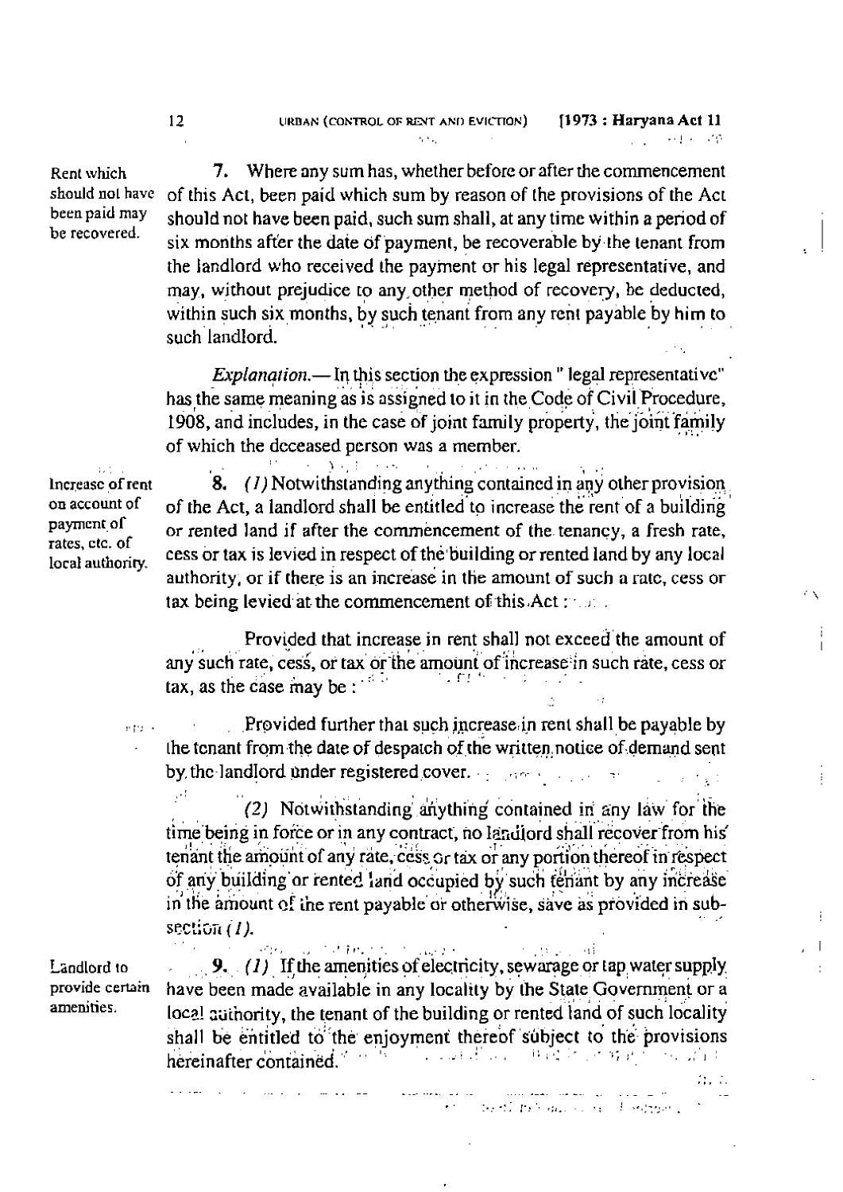**Rent which should not have been paid may be recovered.**

**7.** Where any sum has, whether before or after the commencement of this Act, been paid which sum by reason of the provisions of the Act should not have been paid, such sum shall, at any time within a period of six months after the date of payment, be recoverable by the tenant from the landlord who received the payment or his legal representative, and may, without prejudice to any other method of recovery, be deducted, within such six months, by such tenant from any rent payable by him to such landlord.

*Explanation.*— In this section the expression " legal representative" has the same meaning as is assigned to it in the Code of Civil Procedure, 1908, and includes, in the case of joint family property, the joint family of which the deceased person was a member.

**Increase of rent on account of payment of rates, etc. of local authority.**

**8.** *(1)* Notwithstanding anything contained in any other provision of the Act, a landlord shall be entitled to increase the rent of a building or rented land if after the commencement of the tenancy, a fresh rate, cess or tax is levied in respect of the building or rented land by any local authority, or if there is an increase in the amount of such a rate, cess or tax being levied at the commencement of this Act :

Provided that increase in rent shall not exceed the amount of any such rate, cess, or tax or the amount of increase in such rate, cess or tax, as the case may be :

Provided further that such increase in rent shall be payable by the tenant from the date of despatch of the written notice of demand sent by the landlord under registered cover.

*(2)* Notwithstanding anything contained in any law for the time being in force or in any contract, no landlord shall recover from his tenant the amount of any rate, cess or tax or any portion thereof in respect of any building or rented land occupied by such tenant by any increase in the amount of the rent payable or otherwise, save as provided in sub-section *(1)*.

**Landlord to provide certain amenities.**

**9.** *(1)* If the amenities of electricity, sewarage or tap water supply have been made available in any locality by the State Government or a local authority, the tenant of the building or rented land of such locality shall be entitled to the enjoyment thereof subject to the provisions hereinafter contained.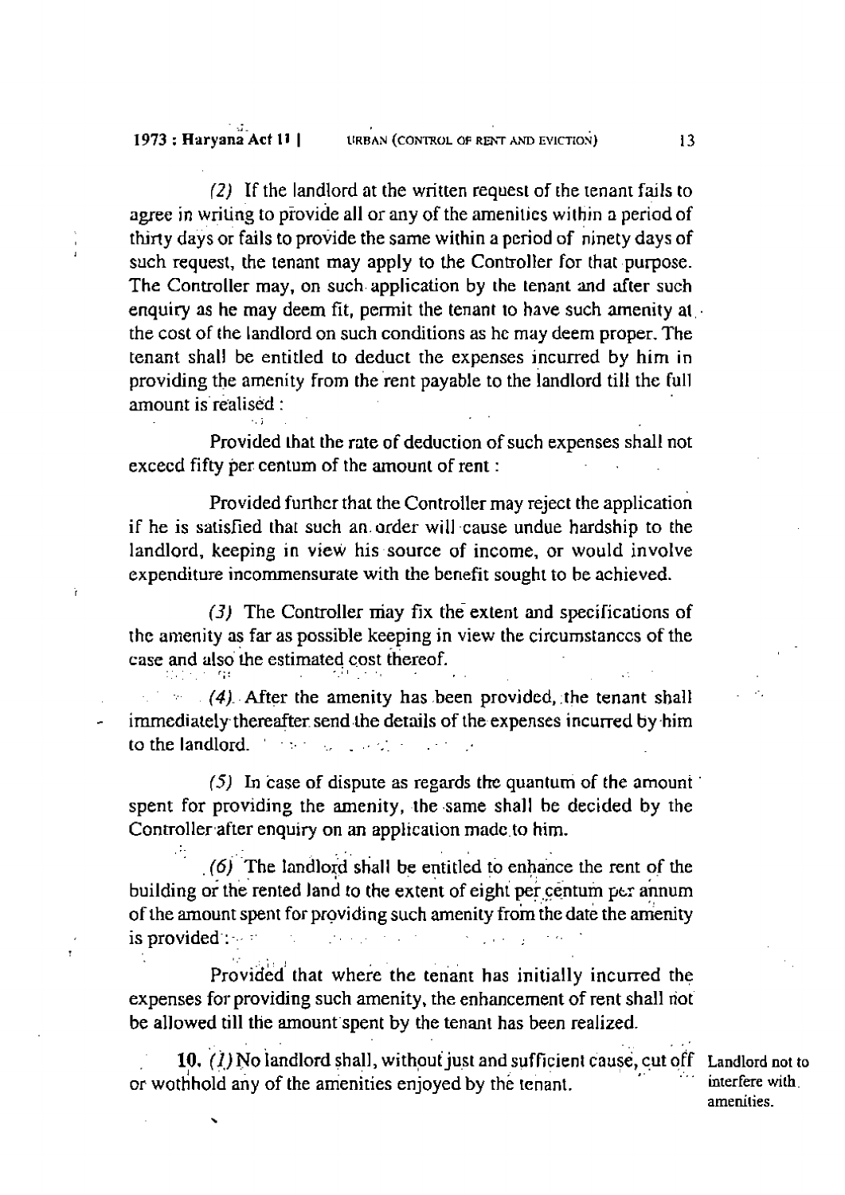(2) If the landlord at the written request of the tenant fails to agree in writing to provide all or any of the amenities within a period of thirty days or fails to provide the same within a period of ninety days of such request, the tenant may apply to the Controller for that purpose. The Controller may, on such application by the tenant and after such enquiry as he may deem fit, permit the tenant to have such amenity at the cost of the landlord on such conditions as he may deem proper. The tenant shall be entitled to deduct the expenses incurred by him in providing the amenity from the rent payable to the landlord till the full amount is realised :

Provided that the rate of deduction of such expenses shall not exceed fifty per centum of the amount of rent :

Provided further that the Controller may reject the application if he is satisfied that such an order will cause undue hardship to the landlord, keeping in view his source of income, or would involve expenditure incommensurate with the benefit sought to be achieved.

(3) The Controller may fix the extent and specifications of the amenity as far as possible keeping in view the circumstances of the case and also the estimated cost thereof.

(4) After the amenity has been provided, the tenant shall immediately thereafter send the details of the expenses incurred by him to the landlord.

(5) In case of dispute as regards the quantum of the amount spent for providing the amenity, the same shall be decided by the Controller after enquiry on an application made to him.

(6) The landlord shall be entitled to enhance the rent of the building or the rented land to the extent of eight per centum per annum of the amount spent for providing such amenity from the date the amenity is provided :

Provided that where the tenant has initially incurred the expenses for providing such amenity, the enhancement of rent shall not be allowed till the amount spent by the tenant has been realized.

Landlord not to interfere with amenities.

**10.** (1) No landlord shall, without just and sufficient cause, cut off or wothhold any of the amenities enjoyed by the tenant.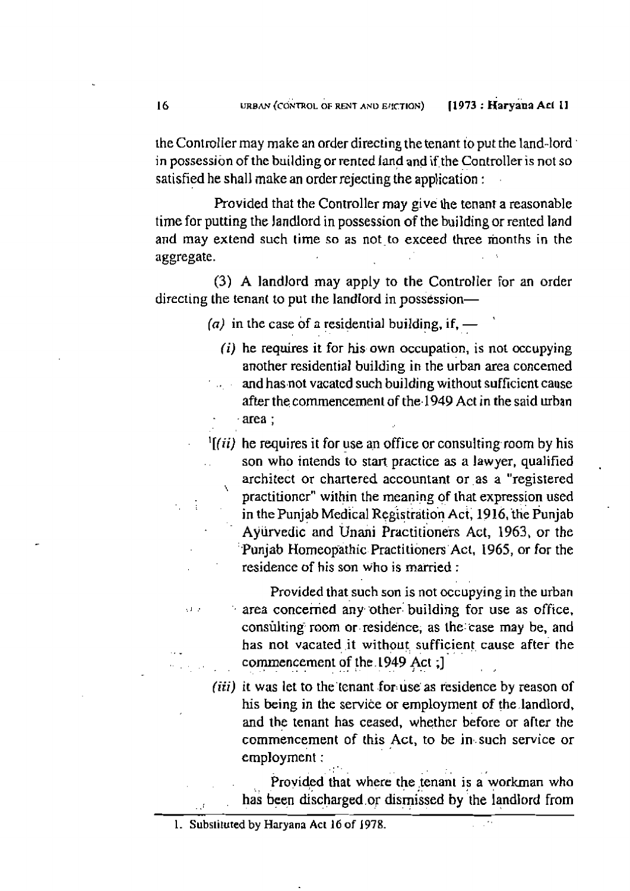the Controller may make an order directing the tenant to put the land-lord in possession of the building or rented land and if the Controller is not so satisfied he shall make an order rejecting the application :

Provided that the Controller may give the tenant a reasonable time for putting the landlord in possession of the building or rented land and may extend such time so as not to exceed three months in the aggregate.

(3) A landlord may apply to the Controller for an order directing the tenant to put the landlord in possession—

*(a)* in the case of a residential building, if, —

*(i)* he requires it for his own occupation, is not occupying another residential building in the urban area concerned and has not vacated such building without sufficient cause after the commencement of the 1949 Act in the said urban area ;

[1][*(ii)* he requires it for use an office or consulting room by his son who intends to start practice as a lawyer, qualified architect or chartered accountant or as a "registered practitioner" within the meaning of that expression used in the Punjab Medical Registration Act, 1916, the Punjab Ayurvedic and Unani Practitioners Act, 1963, or the Punjab Homeopathic Practitioners Act, 1965, or for the residence of his son who is married :

Provided that such son is not occupying in the urban area concerned any other building for use as office, consulting room or residence, as the case may be, and has not vacated it without sufficient cause after the commencement of the 1949 Act ;]

*(iii)* it was let to the tenant for use as residence by reason of his being in the service or employment of the landlord, and the tenant has ceased, whether before or after the commencement of this Act, to be in such service or employment :

Provided that where the tenant is a workman who has been discharged or dismissed by the landlord from

---

1. Substituted by Haryana Act 16 of 1978.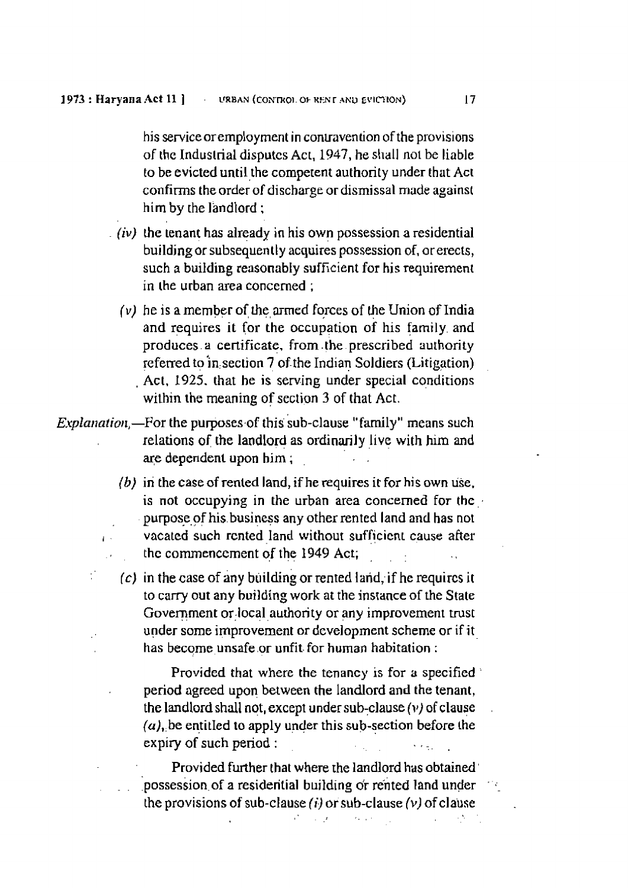his service or employment in contravention of the provisions of the Industrial disputes Act, 1947, he shall not be liable to be evicted until the competent authority under that Act confirms the order of discharge or dismissal made against him by the landlord ;

(iv) the tenant has already in his own possession a residential building or subsequently acquires possession of, or erects, such a building reasonably sufficient for his requirement in the urban area concerned ;

(v) he is a member of the armed forces of the Union of India and requires it for the occupation of his family and produces a certificate, from the prescribed authority referred to in section 7 of the Indian Soldiers (Litigation) Act, 1925, that he is serving under special conditions within the meaning of section 3 of that Act.

*Explanation*,—For the purposes of this sub-clause "family" means such relations of the landlord as ordinarily live with him and are dependent upon him ;

(b) in the case of rented land, if he requires it for his own use, is not occupying in the urban area concerned for the purpose of his business any other rented land and has not vacated such rented land without sufficient cause after the commencement of the 1949 Act;

(c) in the case of any building or rented land, if he requires it to carry out any building work at the instance of the State Government or local authority or any improvement trust under some improvement or development scheme or if it has become unsafe or unfit for human habitation :

Provided that where the tenancy is for a specified period agreed upon between the landlord and the tenant, the landlord shall not, except under sub-clause *(v)* of clause *(a)*, be entitled to apply under this sub-section before the expiry of such period :

Provided further that where the landlord has obtained possession of a residential building or rented land under the provisions of sub-clause *(i)* or sub-clause *(v)* of clause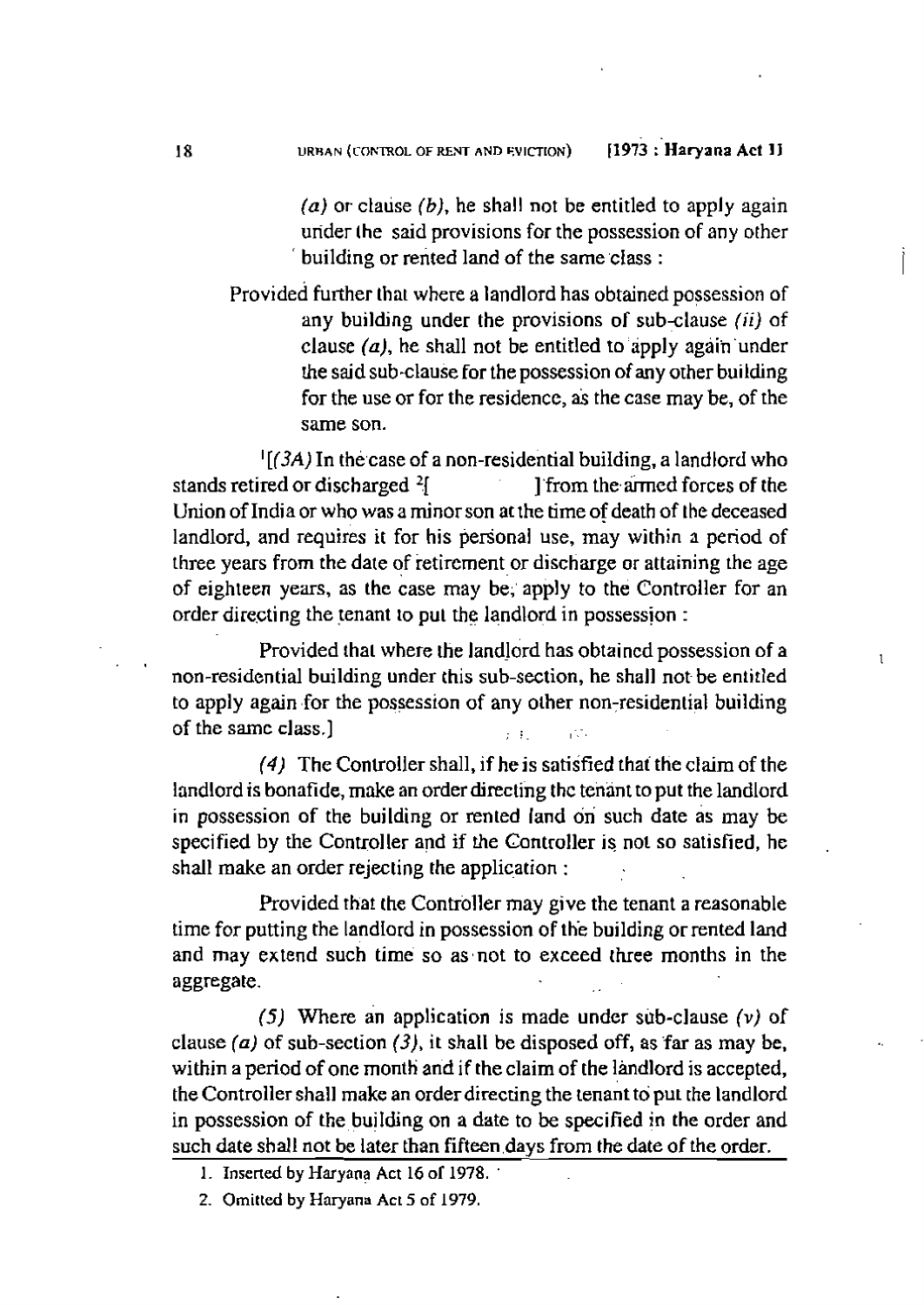(a) or clause (b), he shall not be entitled to apply again under the said provisions for the possession of any other building or rented land of the same class :

Provided further that where a landlord has obtained possession of any building under the provisions of sub-clause (ii) of clause (a), he shall not be entitled to apply again under the said sub-clause for the possession of any other building for the use or for the residence, as the case may be, of the same son.

[1][(3A) In the case of a non-residential building, a landlord who stands retired or discharged [2][ ] from the armed forces of the Union of India or who was a minor son at the time of death of the deceased landlord, and requires it for his personal use, may within a period of three years from the date of retirement or discharge or attaining the age of eighteen years, as the case may be, apply to the Controller for an order directing the tenant to put the landlord in possession :

Provided that where the landlord has obtained possession of a non-residential building under this sub-section, he shall not be entitled to apply again for the possession of any other non-residential building of the same class.]

(4) The Controller shall, if he is satisfied that the claim of the landlord is bonafide, make an order directing the tenant to put the landlord in possession of the building or rented land on such date as may be specified by the Controller and if the Controller is not so satisfied, he shall make an order rejecting the application :

Provided that the Controller may give the tenant a reasonable time for putting the landlord in possession of the building or rented land and may extend such time so as not to exceed three months in the aggregate.

(5) Where an application is made under sub-clause (v) of clause (a) of sub-section (3), it shall be disposed off, as far as may be, within a period of one month and if the claim of the landlord is accepted, the Controller shall make an order directing the tenant to put the landlord in possession of the building on a date to be specified in the order and such date shall not be later than fifteen days from the date of the order.

---

1. Inserted by Haryana Act 16 of 1978.
2. Omitted by Haryana Act 5 of 1979.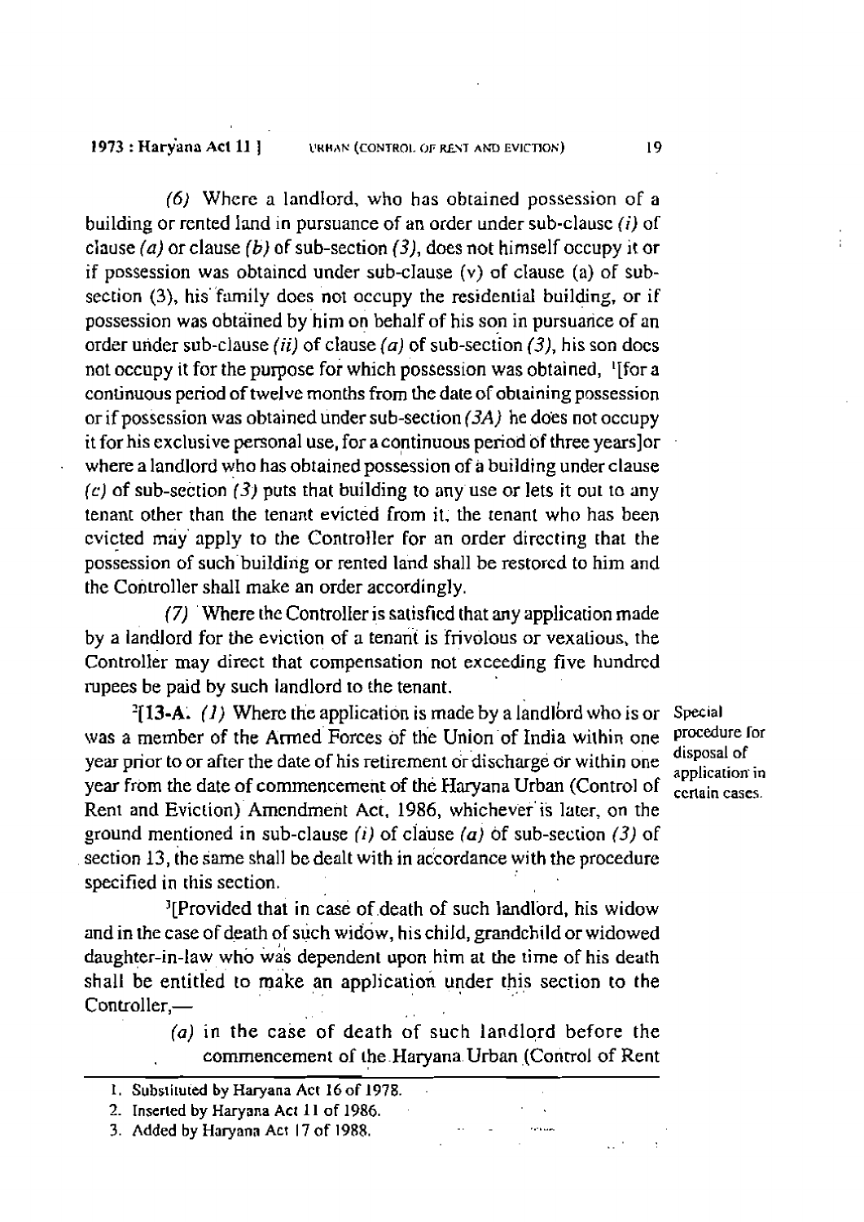(6) Where a landlord, who has obtained possession of a building or rented land in pursuance of an order under sub-clause *(i)* of clause *(a)* or clause *(b)* of sub-section *(3)*, does not himself occupy it or if possession was obtained under sub-clause (v) of clause (a) of sub-section (3), his family does not occupy the residential building, or if possession was obtained by him on behalf of his son in pursuance of an order under sub-clause *(ii)* of clause *(a)* of sub-section *(3)*, his son does not occupy it for the purpose for which possession was obtained, [1][for a continuous period of twelve months from the date of obtaining possession or if possession was obtained under sub-section *(3A)* he does not occupy it for his exclusive personal use, for a continuous period of three years]or where a landlord who has obtained possession of a building under clause *(c)* of sub-section *(3)* puts that building to any use or lets it out to any tenant other than the tenant evicted from it, the tenant who has been evicted may apply to the Controller for an order directing that the possession of such building or rented land shall be restored to him and the Controller shall make an order accordingly.

*(7)* Where the Controller is satisfied that any application made by a landlord for the eviction of a tenant is frivolous or vexatious, the Controller may direct that compensation not exceeding five hundred rupees be paid by such landlord to the tenant.

**Special procedure for disposal of application in certain cases.**

[2][**13-A.** *(1)* Where the application is made by a landlord who is or was a member of the Armed Forces of the Union of India within one year prior to or after the date of his retirement or discharge or within one year from the date of commencement of the Haryana Urban (Control of Rent and Eviction) Amendment Act, 1986, whichever is later, on the ground mentioned in sub-clause *(i)* of clause *(a)* of sub-section *(3)* of section 13, the same shall be dealt with in accordance with the procedure specified in this section.

[3][Provided that in case of death of such landlord, his widow and in the case of death of such widow, his child, grandchild or widowed daughter-in-law who was dependent upon him at the time of his death shall be entitled to make an application under this section to the Controller,—

> *(a)* in the case of death of such landlord before the commencement of the Haryana Urban (Control of Rent

---

1. Substituted by Haryana Act 16 of 1978.
2. Inserted by Haryana Act 11 of 1986.
3. Added by Haryana Act 17 of 1988.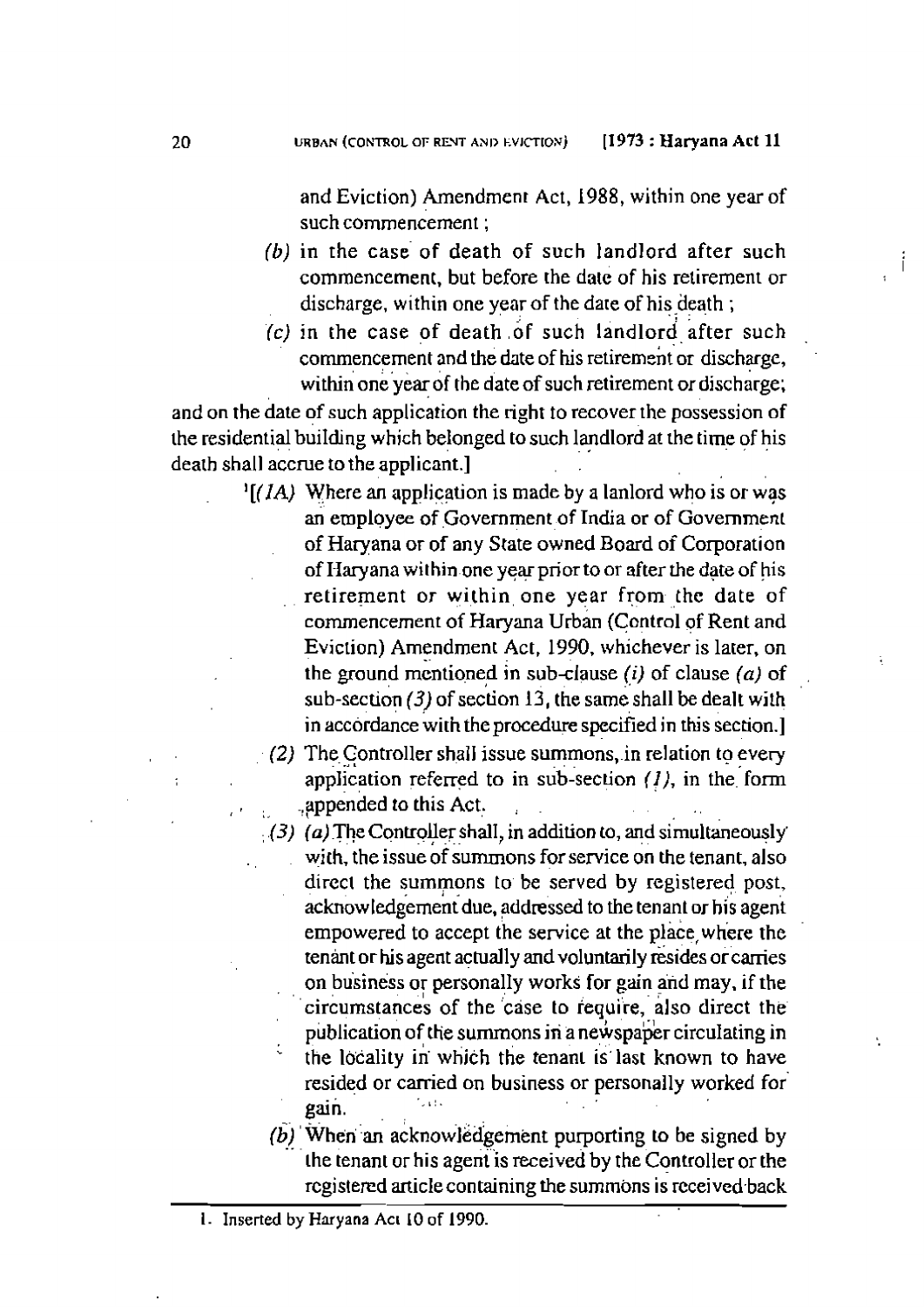and Eviction) Amendment Act, 1988, within one year of such commencement ;

(b) in the case of death of such landlord after such commencement, but before the date of his retirement or discharge, within one year of the date of his death ;

(c) in the case of death of such landlord after such commencement and the date of his retirement or discharge, within one year of the date of such retirement or discharge;

and on the date of such application the right to recover the possession of the residential building which belonged to such landlord at the time of his death shall accrue to the applicant.]

[1][(1A) Where an application is made by a lanlord who is or was an employee of Government of India or of Government of Haryana or of any State owned Board of Corporation of Haryana within one year prior to or after the date of his retirement or within one year from the date of commencement of Haryana Urban (Control of Rent and Eviction) Amendment Act, 1990, whichever is later, on the ground mentioned in sub-clause *(i)* of clause *(a)* of sub-section *(3)* of section 13, the same shall be dealt with in accordance with the procedure specified in this section.]

(2) The Controller shall issue summons, in relation to every application referred to in sub-section *(1)*, in the form appended to this Act.

(3) *(a)* The Controller shall, in addition to, and simultaneously with, the issue of summons for service on the tenant, also direct the summons to be served by registered post, acknowledgement due, addressed to the tenant or his agent empowered to accept the service at the place where the tenant or his agent actually and voluntarily resides or carries on business or personally works for gain and may, if the circumstances of the case to require, also direct the publication of the summons in a newspaper circulating in the locality in which the tenant is last known to have resided or carried on business or personally worked for gain.

*(b)* When an acknowledgement purporting to be signed by the tenant or his agent is received by the Controller or the registered article containing the summons is received back

---

1. Inserted by Haryana Act 10 of 1990.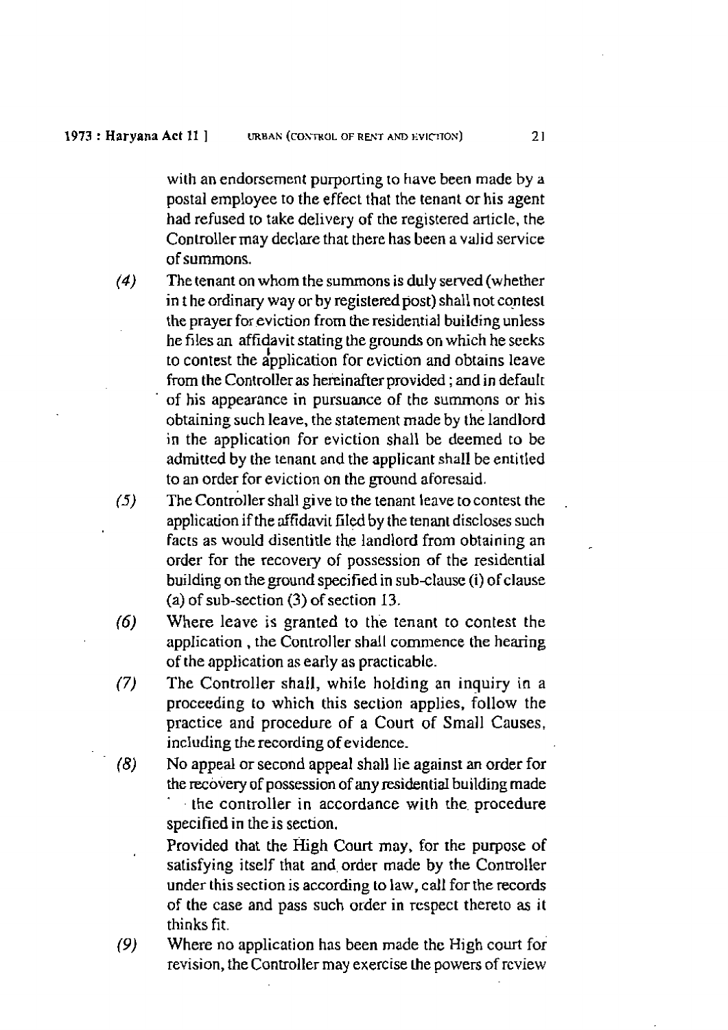with an endorsement purporting to have been made by a postal employee to the effect that the tenant or his agent had refused to take delivery of the registered article, the Controller may declare that there has been a valid service of summons.

*(4)* The tenant on whom the summons is duly served (whether in t he ordinary way or by registered post) shall not contest the prayer for eviction from the residential building unless he files an affidavit stating the grounds on which he seeks to contest the application for eviction and obtains leave from the Controller as hereinafter provided ; and in default of his appearance in pursuance of the summons or his obtaining such leave, the statement made by the landlord in the application for eviction shall be deemed to be admitted by the tenant and the applicant shall be entitled to an order for eviction on the ground aforesaid.

*(5)* The Controller shall give to the tenant leave to contest the application if the affidavit filed by the tenant discloses such facts as would disentitle the landlord from obtaining an order for the recovery of possession of the residential building on the ground specified in sub-clause (i) of clause (a) of sub-section (3) of section 13.

*(6)* Where leave is granted to the tenant to contest the application , the Controller shall commence the hearing of the application as early as practicable.

*(7)* The Controller shall, while holding an inquiry in a proceeding to which this section applies, follow the practice and procedure of a Court of Small Causes, including the recording of evidence.

*(8)* No appeal or second appeal shall lie against an order for the recovery of possession of any residential building made the controller in accordance with the procedure specified in the is section.

Provided that the High Court may, for the purpose of satisfying itself that and order made by the Controller under this section is according to law, call for the records of the case and pass such order in respect thereto as it thinks fit.

*(9)* Where no application has been made the High court for revision, the Controller may exercise the powers of review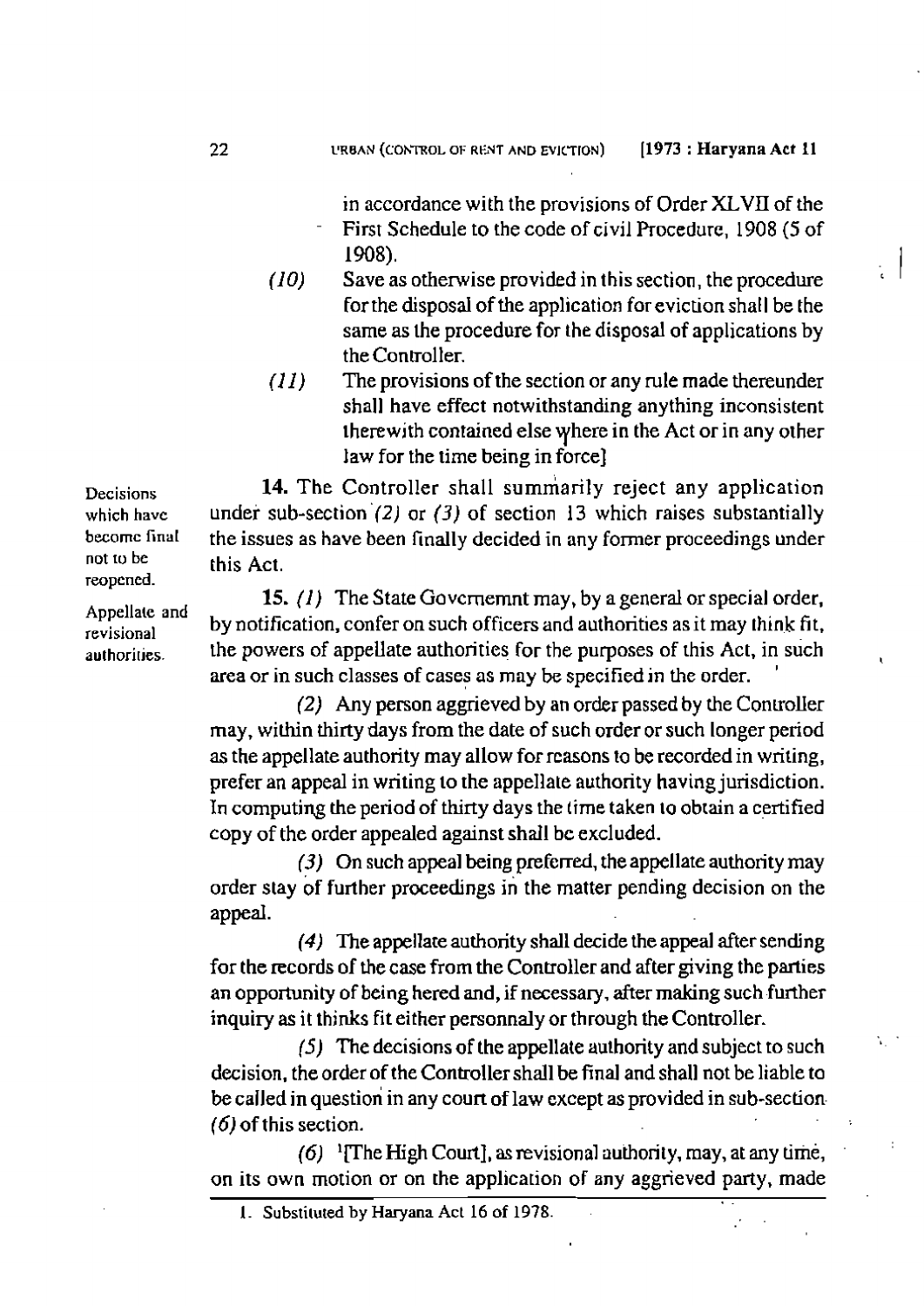in accordance with the provisions of Order XLVII of the First Schedule to the code of civil Procedure, 1908 (5 of 1908).

(10) Save as otherwise provided in this section, the procedure for the disposal of the application for eviction shall be the same as the procedure for the disposal of applications by the Controller.

(11) The provisions of the section or any rule made thereunder shall have effect notwithstanding anything inconsistent therewith contained else where in the Act or in any other law for the time being in force]

Decisions which have become final not to be reopened.

**14.** The Controller shall summarily reject any application under sub-section *(2)* or *(3)* of section 13 which raises substantially the issues as have been finally decided in any former proceedings under this Act.

Appellate and revisional authorities.

**15.** *(1)* The State Governemnt may, by a general or special order, by notification, confer on such officers and authorities as it may think fit, the powers of appellate authorities for the purposes of this Act, in such area or in such classes of cases as may be specified in the order.

*(2)* Any person aggrieved by an order passed by the Controller may, within thirty days from the date of such order or such longer period as the appellate authority may allow for reasons to be recorded in writing, prefer an appeal in writing to the appellate authority having jurisdiction. In computing the period of thirty days the time taken to obtain a certified copy of the order appealed against shall be excluded.

*(3)* On such appeal being preferred, the appellate authority may order stay of further proceedings in the matter pending decision on the appeal.

*(4)* The appellate authority shall decide the appeal after sending for the records of the case from the Controller and after giving the parties an opportunity of being hered and, if necessary, after making such further inquiry as it thinks fit either personnaly or through the Controller.

*(5)* The decisions of the appellate authority and subject to such decision, the order of the Controller shall be final and shall not be liable to be called in question in any court of law except as provided in sub-section *(6)* of this section.

*(6)* [1][The High Court], as revisional authority, may, at any time, on its own motion or on the application of any aggrieved party, made

1. Substituted by Haryana Act 16 of 1978.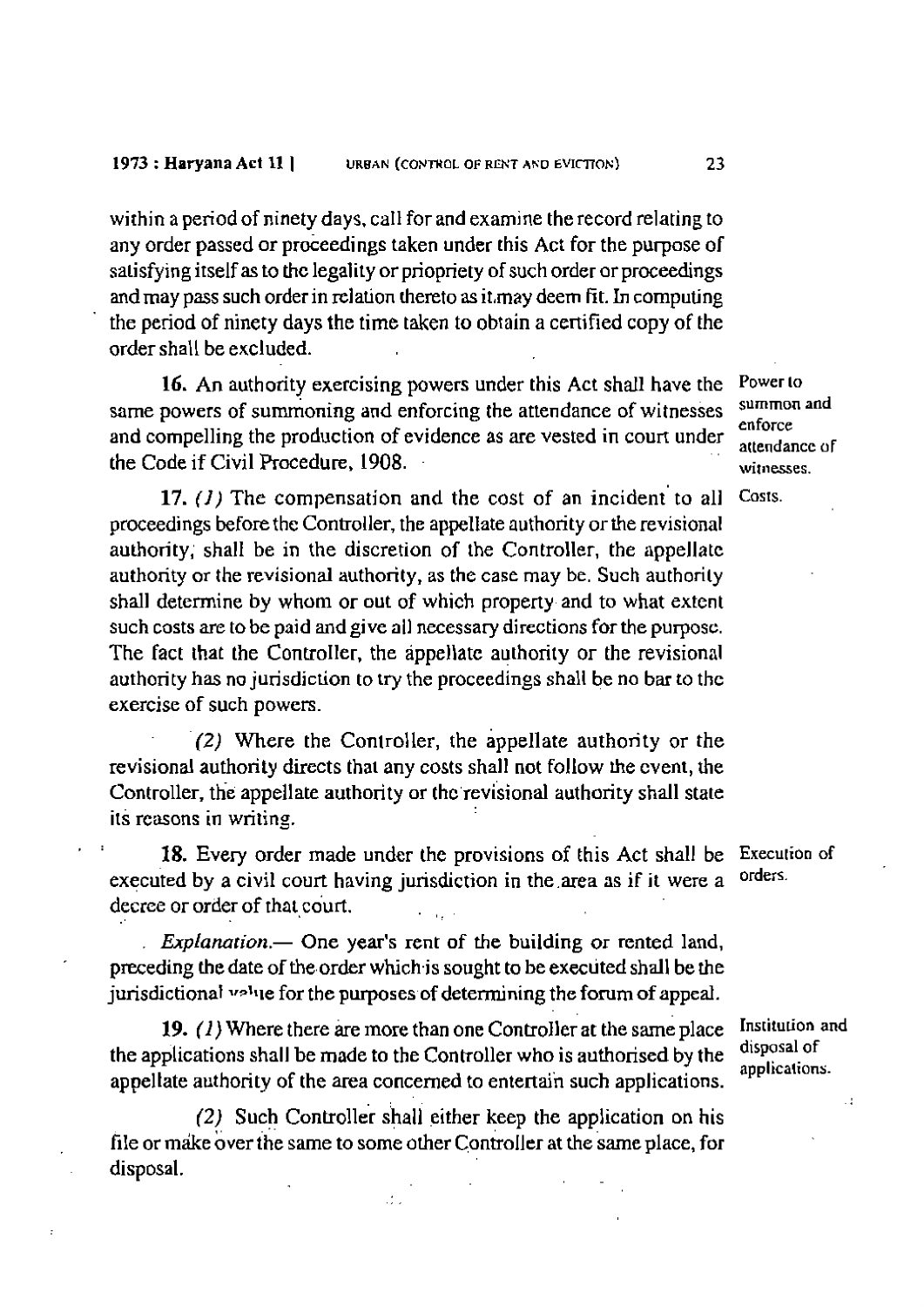within a period of ninety days, call for and examine the record relating to any order passed or proceedings taken under this Act for the purpose of satisfying itself as to the legality or priopriety of such order or proceedings and may pass such order in relation thereto as it may deem fit. In computing the period of ninety days the time taken to obtain a certified copy of the order shall be excluded.

**Power to summon and enforce attendance of witnesses.**

**16.** An authority exercising powers under this Act shall have the same powers of summoning and enforcing the attendance of witnesses and compelling the production of evidence as are vested in court under the Code if Civil Procedure, 1908.

**Costs.**

**17.** *(1)* The compensation and the cost of an incident to all proceedings before the Controller, the appellate authority or the revisional authority, shall be in the discretion of the Controller, the appellate authority or the revisional authority, as the case may be. Such authority shall determine by whom or out of which property and to what extent such costs are to be paid and give all necessary directions for the purpose. The fact that the Controller, the appellate authority or the revisional authority has no jurisdiction to try the proceedings shall be no bar to the exercise of such powers.

*(2)* Where the Controller, the appellate authority or the revisional authority directs that any costs shall not follow the event, the Controller, the appellate authority or the revisional authority shall state its reasons in writing.

**Execution of orders.**

**18.** Every order made under the provisions of this Act shall be executed by a civil court having jurisdiction in the area as if it were a decree or order of that court.

*Explanation.*— One year's rent of the building or rented land, preceding the date of the order which is sought to be executed shall be the jurisdictional value for the purposes of determining the forum of appeal.

**Institution and disposal of applications.**

**19.** *(1)* Where there are more than one Controller at the same place the applications shall be made to the Controller who is authorised by the appellate authority of the area concerned to entertain such applications.

*(2)* Such Controller shall either keep the application on his file or make over the same to some other Controller at the same place, for disposal.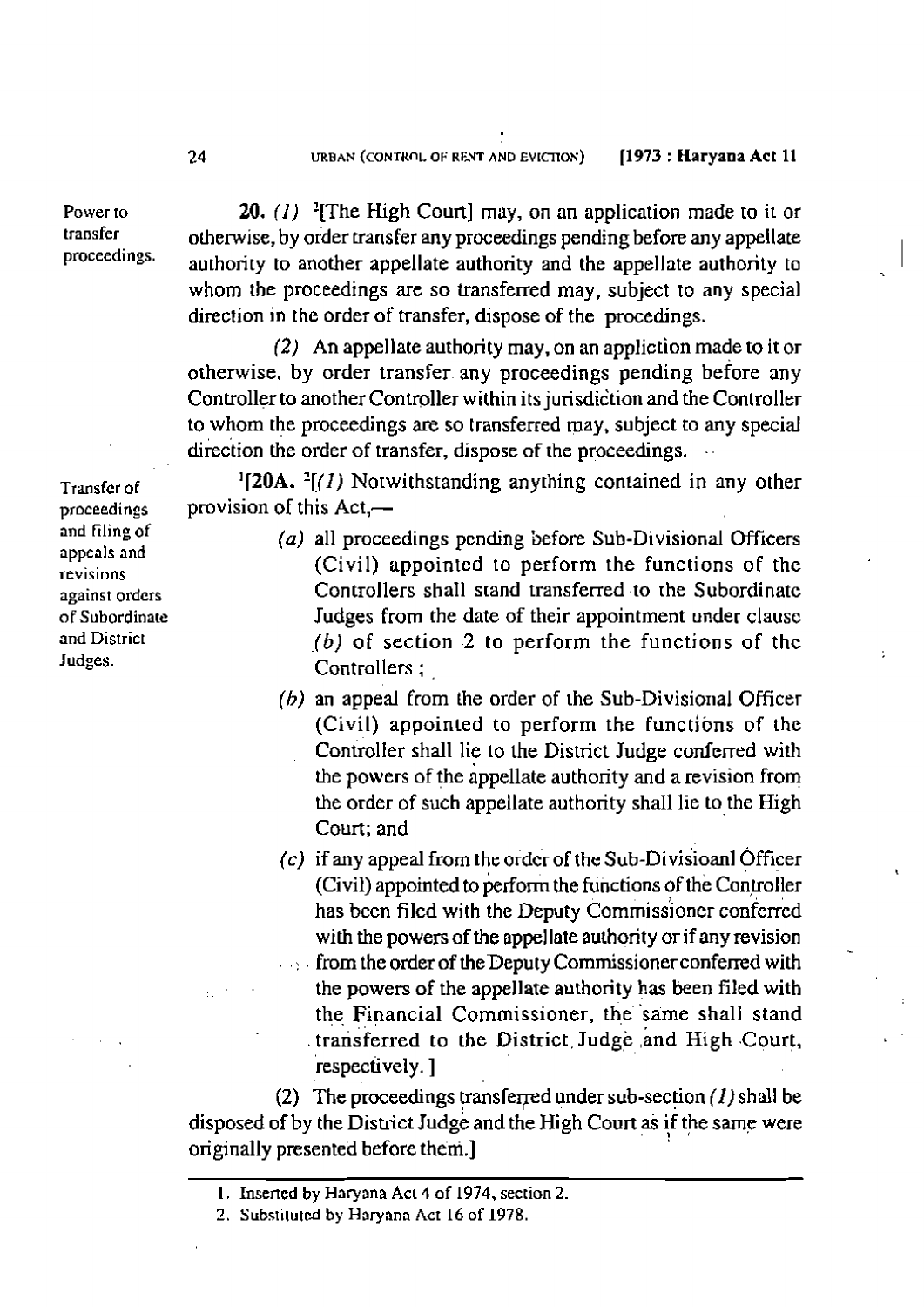**Power to transfer proceedings.**

**20.** *(1)* [2][The High Court] may, on an application made to it or otherwise, by order transfer any proceedings pending before any appellate authority to another appellate authority and the appellate authority to whom the proceedings are so transferred may, subject to any special direction in the order of transfer, dispose of the procedings.

*(2)* An appellate authority may, on an appliction made to it or otherwise, by order transfer any proceedings pending before any Controller to another Controller within its jurisdiction and the Controller to whom the proceedings are so transferred may, subject to any special direction the order of transfer, dispose of the proceedings.

**Transfer of proceedings and filing of appeals and revisions against orders of Subordinate and District Judges.**

[1][**20A.** [2][*(1)* Notwithstanding anything contained in any other provision of this Act,—

*(a)* all proceedings pending before Sub-Divisional Officers (Civil) appointed to perform the functions of the Controllers shall stand transferred to the Subordinate Judges from the date of their appointment under clause *(b)* of section 2 to perform the functions of the Controllers ;

*(b)* an appeal from the order of the Sub-Divisional Officer (Civil) appointed to perform the functions of the Controller shall lie to the District Judge conferred with the powers of the appellate authority and a revision from the order of such appellate authority shall lie to the High Court; and

*(c)* if any appeal from the order of the Sub-Divisioanl Officer (Civil) appointed to perform the functions of the Controller has been filed with the Deputy Commissioner conferred with the powers of the appellate authority or if any revision from the order of the Deputy Commissioner conferred with the powers of the appellate authority has been filed with the Financial Commissioner, the same shall stand transferred to the District Judge and High Court, respectively. ]

(2) The proceedings transferred under sub-section *(1)* shall be disposed of by the District Judge and the High Court as if the same were originally presented before them.]

---

1. Inserted by Haryana Act 4 of 1974, section 2.
2. Substituted by Haryana Act 16 of 1978.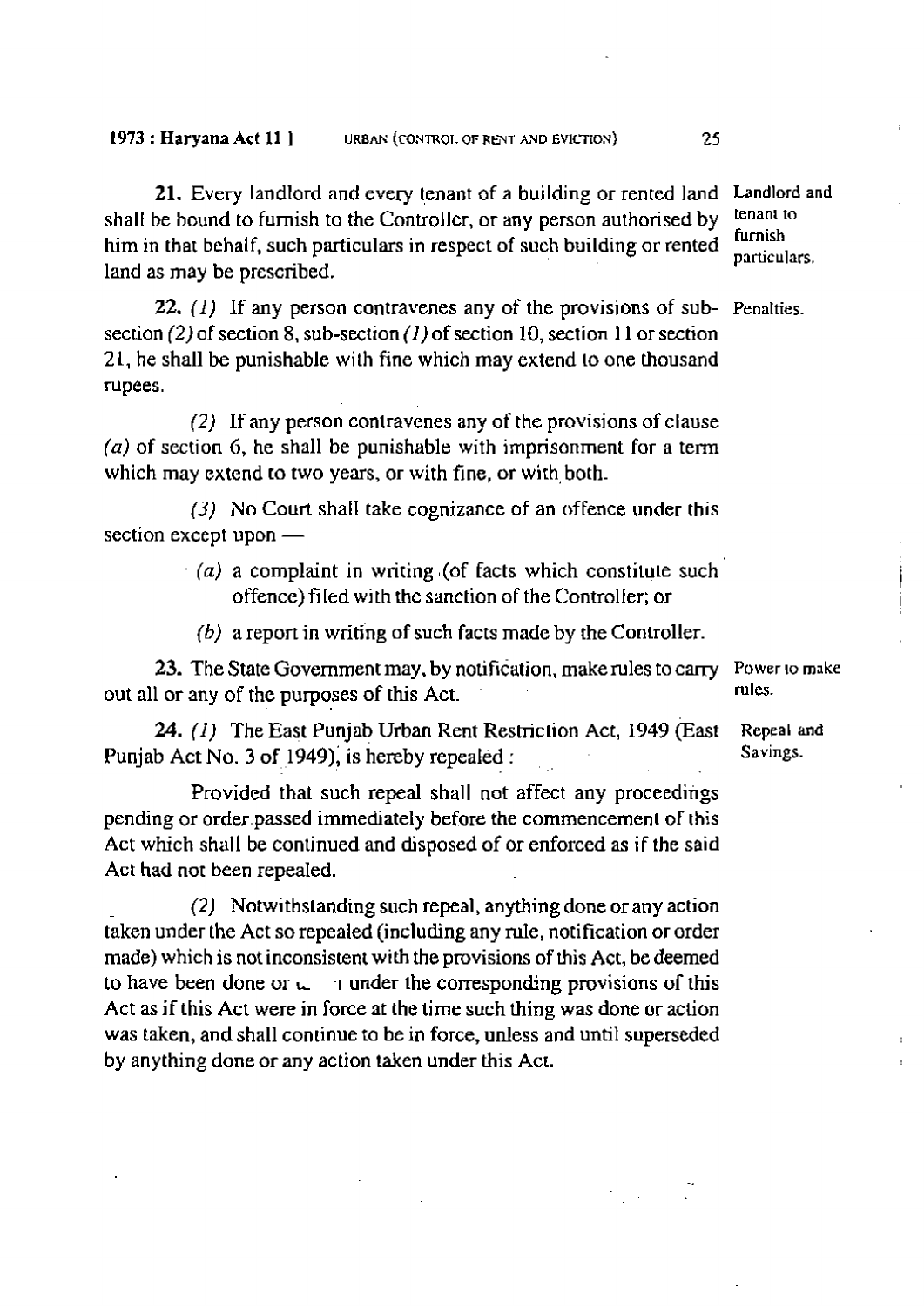**21.** Every landlord and every tenant of a building or rented land shall be bound to furnish to the Controller, or any person authorised by him in that behalf, such particulars in respect of such building or rented land as may be prescribed.

*Landlord and tenant to furnish particulars.*

**22.** *(1)* If any person contravenes any of the provisions of sub-section *(2)* of section 8, sub-section *(1)* of section 10, section 11 or section 21, he shall be punishable with fine which may extend to one thousand rupees.

*Penalties.*

*(2)* If any person contravenes any of the provisions of clause *(a)* of section 6, he shall be punishable with imprisonment for a term which may extend to two years, or with fine, or with both.

*(3)* No Court shall take cognizance of an offence under this section except upon —

> *(a)* a complaint in writing (of facts which constitute such offence) filed with the sanction of the Controller; or
>
> *(b)* a report in writing of such facts made by the Controller.

**23.** The State Government may, by notification, make rules to carry out all or any of the purposes of this Act.

*Power to make rules.*

**24.** *(1)* The East Punjab Urban Rent Restriction Act, 1949 (East Punjab Act No. 3 of 1949), is hereby repealed :

*Repeal and Savings.*

Provided that such repeal shall not affect any proceedings pending or order passed immediately before the commencement of this Act which shall be continued and disposed of or enforced as if the said Act had not been repealed.

*(2)* Notwithstanding such repeal, anything done or any action taken under the Act so repealed (including any rule, notification or order made) which is not inconsistent with the provisions of this Act, be deemed to have been done or taken under the corresponding provisions of this Act as if this Act were in force at the time such thing was done or action was taken, and shall continue to be in force, unless and until superseded by anything done or any action taken under this Act.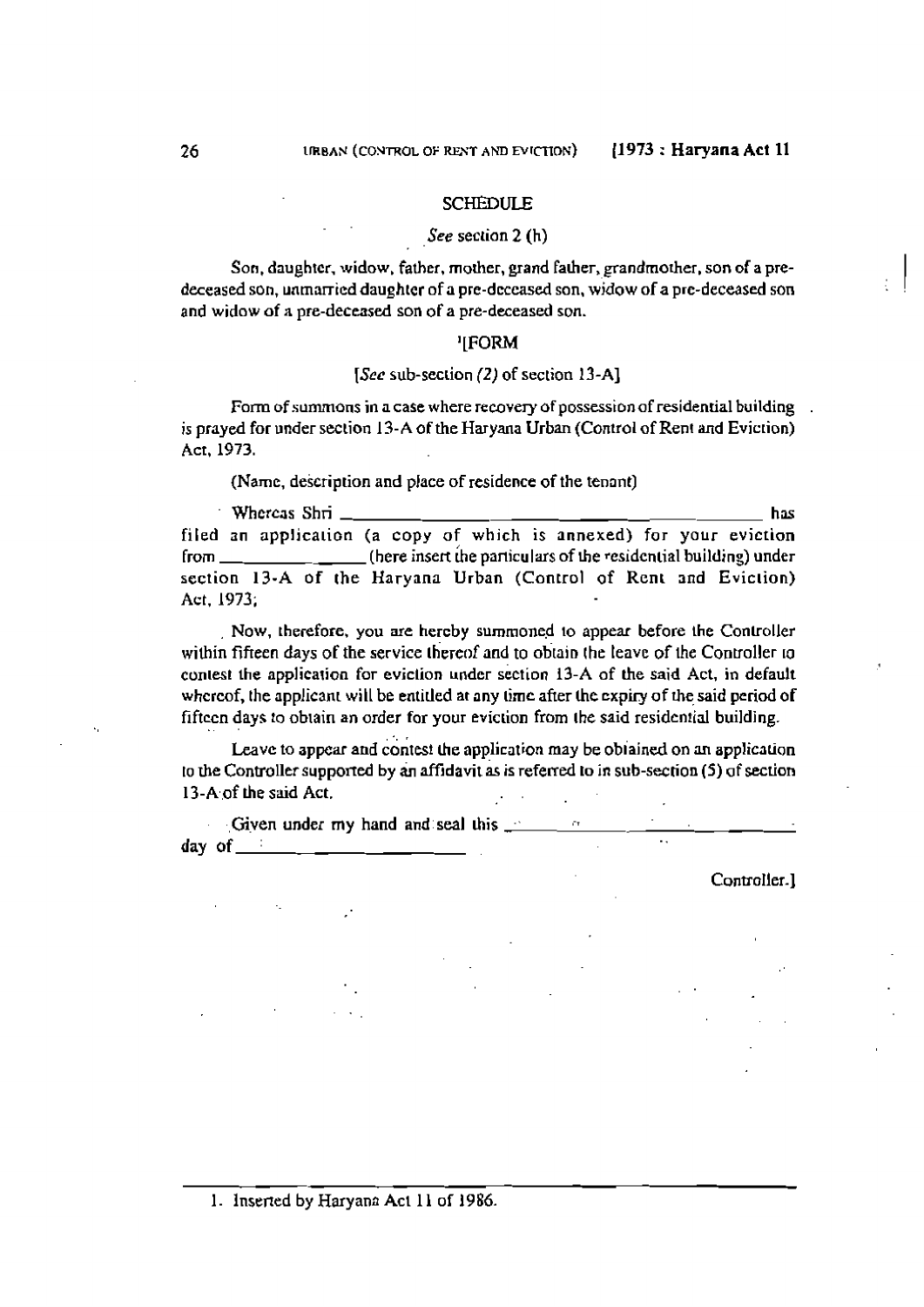## SCHEDULE

*See* section 2 (h)

Son, daughter, widow, father, mother, grand father, grandmother, son of a pre-deceased son, unmarried daughter of a pre-deceased son, widow of a pre-deceased son and widow of a pre-deceased son of a pre-deceased son.

## [1][FORM

[*See* sub-section *(2)* of section 13-A]

Form of summons in a case where recovery of possession of residential building is prayed for under section 13-A of the Haryana Urban (Control of Rent and Eviction) Act, 1973.

(Name, description and place of residence of the tenant)

Whereas Shri \_\_\_\_\_\_\_\_\_\_\_\_\_\_\_\_\_\_\_\_\_\_\_\_\_\_\_\_\_\_\_\_\_\_ has filed an application (a copy of which is annexed) for your eviction from \_\_\_\_\_\_\_\_\_\_\_\_\_\_ (here insert the particulars of the residential building) under section 13-A of the Haryana Urban (Control of Rent and Eviction) Act, 1973;

Now, therefore, you are hereby summoned to appear before the Controller within fifteen days of the service thereof and to obtain the leave of the Controller to contest the application for eviction under section 13-A of the said Act, in default whereof, the applicant will be entitled at any time after the expiry of the said period of fifteen days to obtain an order for your eviction from the said residential building.

Leave to appear and contest the application may be obtained on an application to the Controller supported by an affidavit as is referred to in sub-section (5) of section 13-A of the said Act.

Given under my hand and seal this \_\_\_\_\_\_\_\_\_\_\_\_\_\_\_\_\_\_\_\_ day of \_\_\_\_\_\_\_\_\_\_\_\_\_\_\_\_\_\_\_\_

Controller.]

---

1. Inserted by Haryana Act 11 of 1986.